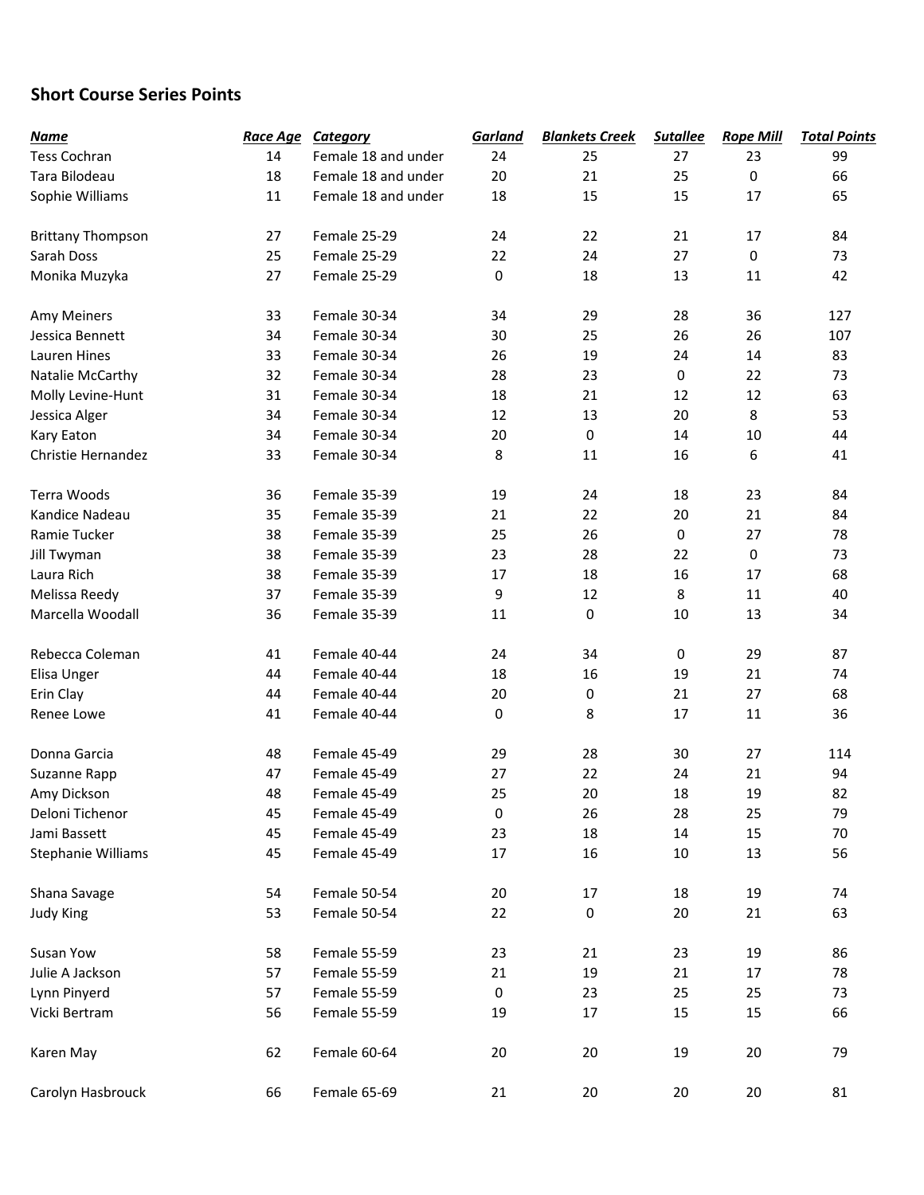## Short Course Series Points

| *Name* | *Race Age* | *Category* | *Garland* | *Blankets Creek* | *Sutallee* | *Rope Mill* | *Total Points* |
|---|---|---|---|---|---|---|---|
| Tess Cochran | 14 | Female 18 and under | 24 | 25 | 27 | 23 | 99 |
| Tara Bilodeau | 18 | Female 18 and under | 20 | 21 | 25 | 0 | 66 |
| Sophie Williams | 11 | Female 18 and under | 18 | 15 | 15 | 17 | 65 |
| | | | | | | | |
| Brittany Thompson | 27 | Female 25-29 | 24 | 22 | 21 | 17 | 84 |
| Sarah Doss | 25 | Female 25-29 | 22 | 24 | 27 | 0 | 73 |
| Monika Muzyka | 27 | Female 25-29 | 0 | 18 | 13 | 11 | 42 |
| | | | | | | | |
| Amy Meiners | 33 | Female 30-34 | 34 | 29 | 28 | 36 | 127 |
| Jessica Bennett | 34 | Female 30-34 | 30 | 25 | 26 | 26 | 107 |
| Lauren Hines | 33 | Female 30-34 | 26 | 19 | 24 | 14 | 83 |
| Natalie McCarthy | 32 | Female 30-34 | 28 | 23 | 0 | 22 | 73 |
| Molly Levine-Hunt | 31 | Female 30-34 | 18 | 21 | 12 | 12 | 63 |
| Jessica Alger | 34 | Female 30-34 | 12 | 13 | 20 | 8 | 53 |
| Kary Eaton | 34 | Female 30-34 | 20 | 0 | 14 | 10 | 44 |
| Christie Hernandez | 33 | Female 30-34 | 8 | 11 | 16 | 6 | 41 |
| | | | | | | | |
| Terra Woods | 36 | Female 35-39 | 19 | 24 | 18 | 23 | 84 |
| Kandice Nadeau | 35 | Female 35-39 | 21 | 22 | 20 | 21 | 84 |
| Ramie Tucker | 38 | Female 35-39 | 25 | 26 | 0 | 27 | 78 |
| Jill Twyman | 38 | Female 35-39 | 23 | 28 | 22 | 0 | 73 |
| Laura Rich | 38 | Female 35-39 | 17 | 18 | 16 | 17 | 68 |
| Melissa Reedy | 37 | Female 35-39 | 9 | 12 | 8 | 11 | 40 |
| Marcella Woodall | 36 | Female 35-39 | 11 | 0 | 10 | 13 | 34 |
| | | | | | | | |
| Rebecca Coleman | 41 | Female 40-44 | 24 | 34 | 0 | 29 | 87 |
| Elisa Unger | 44 | Female 40-44 | 18 | 16 | 19 | 21 | 74 |
| Erin Clay | 44 | Female 40-44 | 20 | 0 | 21 | 27 | 68 |
| Renee Lowe | 41 | Female 40-44 | 0 | 8 | 17 | 11 | 36 |
| | | | | | | | |
| Donna Garcia | 48 | Female 45-49 | 29 | 28 | 30 | 27 | 114 |
| Suzanne Rapp | 47 | Female 45-49 | 27 | 22 | 24 | 21 | 94 |
| Amy Dickson | 48 | Female 45-49 | 25 | 20 | 18 | 19 | 82 |
| Deloni Tichenor | 45 | Female 45-49 | 0 | 26 | 28 | 25 | 79 |
| Jami Bassett | 45 | Female 45-49 | 23 | 18 | 14 | 15 | 70 |
| Stephanie Williams | 45 | Female 45-49 | 17 | 16 | 10 | 13 | 56 |
| | | | | | | | |
| Shana Savage | 54 | Female 50-54 | 20 | 17 | 18 | 19 | 74 |
| Judy King | 53 | Female 50-54 | 22 | 0 | 20 | 21 | 63 |
| | | | | | | | |
| Susan Yow | 58 | Female 55-59 | 23 | 21 | 23 | 19 | 86 |
| Julie A Jackson | 57 | Female 55-59 | 21 | 19 | 21 | 17 | 78 |
| Lynn Pinyerd | 57 | Female 55-59 | 0 | 23 | 25 | 25 | 73 |
| Vicki Bertram | 56 | Female 55-59 | 19 | 17 | 15 | 15 | 66 |
| | | | | | | | |
| Karen May | 62 | Female 60-64 | 20 | 20 | 19 | 20 | 79 |
| | | | | | | | |
| Carolyn Hasbrouck | 66 | Female 65-69 | 21 | 20 | 20 | 20 | 81 |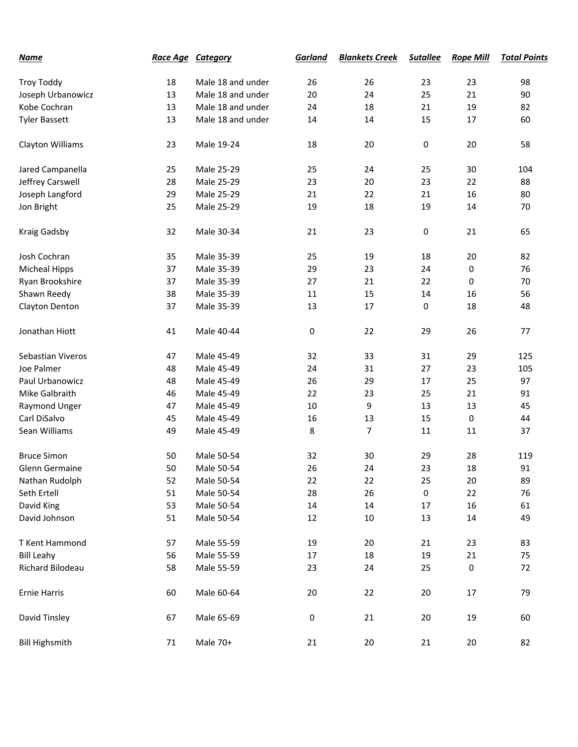| Name | Race Age | Category | Garland | Blankets Creek | Sutallee | Rope Mill | Total Points |
|---|---|---|---|---|---|---|---|
| Troy Toddy | 18 | Male 18 and under | 26 | 26 | 23 | 23 | 98 |
| Joseph Urbanowicz | 13 | Male 18 and under | 20 | 24 | 25 | 21 | 90 |
| Kobe Cochran | 13 | Male 18 and under | 24 | 18 | 21 | 19 | 82 |
| Tyler Bassett | 13 | Male 18 and under | 14 | 14 | 15 | 17 | 60 |
| Clayton Williams | 23 | Male 19-24 | 18 | 20 | 0 | 20 | 58 |
| Jared Campanella | 25 | Male 25-29 | 25 | 24 | 25 | 30 | 104 |
| Jeffrey Carswell | 28 | Male 25-29 | 23 | 20 | 23 | 22 | 88 |
| Joseph Langford | 29 | Male 25-29 | 21 | 22 | 21 | 16 | 80 |
| Jon Bright | 25 | Male 25-29 | 19 | 18 | 19 | 14 | 70 |
| Kraig Gadsby | 32 | Male 30-34 | 21 | 23 | 0 | 21 | 65 |
| Josh Cochran | 35 | Male 35-39 | 25 | 19 | 18 | 20 | 82 |
| Micheal Hipps | 37 | Male 35-39 | 29 | 23 | 24 | 0 | 76 |
| Ryan Brookshire | 37 | Male 35-39 | 27 | 21 | 22 | 0 | 70 |
| Shawn Reedy | 38 | Male 35-39 | 11 | 15 | 14 | 16 | 56 |
| Clayton Denton | 37 | Male 35-39 | 13 | 17 | 0 | 18 | 48 |
| Jonathan Hiott | 41 | Male 40-44 | 0 | 22 | 29 | 26 | 77 |
| Sebastian Viveros | 47 | Male 45-49 | 32 | 33 | 31 | 29 | 125 |
| Joe Palmer | 48 | Male 45-49 | 24 | 31 | 27 | 23 | 105 |
| Paul Urbanowicz | 48 | Male 45-49 | 26 | 29 | 17 | 25 | 97 |
| Mike Galbraith | 46 | Male 45-49 | 22 | 23 | 25 | 21 | 91 |
| Raymond Unger | 47 | Male 45-49 | 10 | 9 | 13 | 13 | 45 |
| Carl DiSalvo | 45 | Male 45-49 | 16 | 13 | 15 | 0 | 44 |
| Sean Williams | 49 | Male 45-49 | 8 | 7 | 11 | 11 | 37 |
| Bruce Simon | 50 | Male 50-54 | 32 | 30 | 29 | 28 | 119 |
| Glenn Germaine | 50 | Male 50-54 | 26 | 24 | 23 | 18 | 91 |
| Nathan Rudolph | 52 | Male 50-54 | 22 | 22 | 25 | 20 | 89 |
| Seth Ertell | 51 | Male 50-54 | 28 | 26 | 0 | 22 | 76 |
| David King | 53 | Male 50-54 | 14 | 14 | 17 | 16 | 61 |
| David Johnson | 51 | Male 50-54 | 12 | 10 | 13 | 14 | 49 |
| T Kent Hammond | 57 | Male 55-59 | 19 | 20 | 21 | 23 | 83 |
| Bill Leahy | 56 | Male 55-59 | 17 | 18 | 19 | 21 | 75 |
| Richard Bilodeau | 58 | Male 55-59 | 23 | 24 | 25 | 0 | 72 |
| Ernie Harris | 60 | Male 60-64 | 20 | 22 | 20 | 17 | 79 |
| David Tinsley | 67 | Male 65-69 | 0 | 21 | 20 | 19 | 60 |
| Bill Highsmith | 71 | Male 70+ | 21 | 20 | 21 | 20 | 82 |